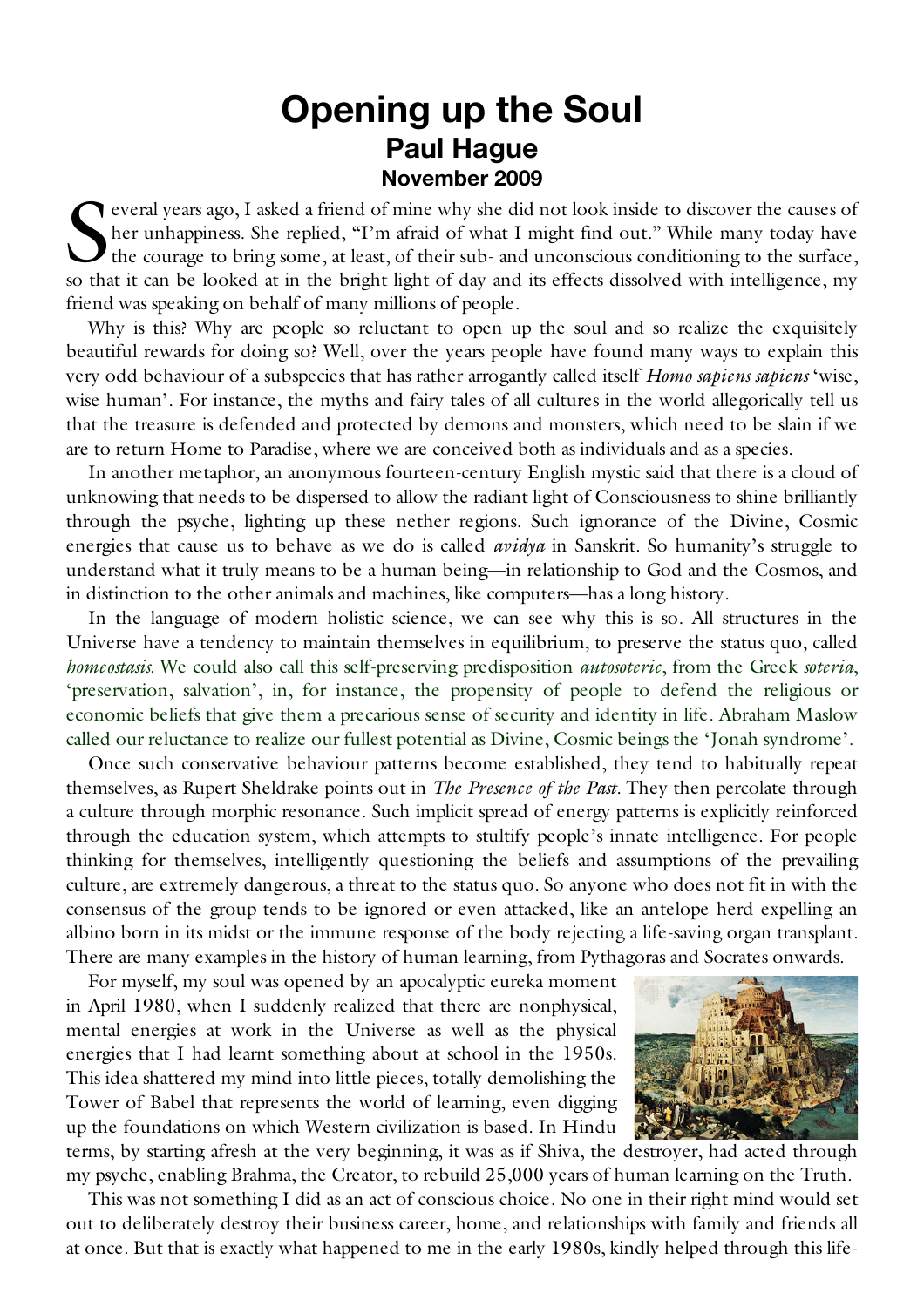# Opening up the Soul

## Paul Hague

### November 2009

Several years ago, I asked a friend of mine why she did not look inside to discover the causes of her unhappiness. She replied, “I’m afraid of what I might find out.” While many today have the courage to bring some, at least, of their sub- and unconscious conditioning to the surface, so that it can be looked at in the bright light of day and its effects dissolved with intelligence, my friend was speaking on behalf of many millions of people.

Why is this? Why are people so reluctant to open up the soul and so realize the exquisitely beautiful rewards for doing so? Well, over the years people have found many ways to explain this very odd behaviour of a subspecies that has rather arrogantly called itself *Homo sapiens sapiens* ‘wise, wise human’. For instance, the myths and fairy tales of all cultures in the world allegorically tell us that the treasure is defended and protected by demons and monsters, which need to be slain if we are to return Home to Paradise, where we are conceived both as individuals and as a species.

In another metaphor, an anonymous fourteen-century English mystic said that there is a cloud of unknowing that needs to be dispersed to allow the radiant light of Consciousness to shine brilliantly through the psyche, lighting up these nether regions. Such ignorance of the Divine, Cosmic energies that cause us to behave as we do is called *avidya* in Sanskrit. So humanity’s struggle to understand what it truly means to be a human being—in relationship to God and the Cosmos, and in distinction to the other animals and machines, like computers—has a long history.

In the language of modern holistic science, we can see why this is so. All structures in the Universe have a tendency to maintain themselves in equilibrium, to preserve the status quo, called *homeostasis*. We could also call this self-preserving predisposition *autosoteric*, from the Greek *soteria*, ‘preservation, salvation’, in, for instance, the propensity of people to defend the religious or economic beliefs that give them a precarious sense of security and identity in life. Abraham Maslow called our reluctance to realize our fullest potential as Divine, Cosmic beings the ‘Jonah syndrome’.

Once such conservative behaviour patterns become established, they tend to habitually repeat themselves, as Rupert Sheldrake points out in *The Presence of the Past*. They then percolate through a culture through morphic resonance. Such implicit spread of energy patterns is explicitly reinforced through the education system, which attempts to stultify people’s innate intelligence. For people thinking for themselves, intelligently questioning the beliefs and assumptions of the prevailing culture, are extremely dangerous, a threat to the status quo. So anyone who does not fit in with the consensus of the group tends to be ignored or even attacked, like an antelope herd expelling an albino born in its midst or the immune response of the body rejecting a life-saving organ transplant. There are many examples in the history of human learning, from Pythagoras and Socrates onwards.

For myself, my soul was opened by an apocalyptic eureka moment in April 1980, when I suddenly realized that there are nonphysical, mental energies at work in the Universe as well as the physical energies that I had learnt something about at school in the 1950s. This idea shattered my mind into little pieces, totally demolishing the Tower of Babel that represents the world of learning, even digging up the foundations on which Western civilization is based. In Hindu terms, by starting afresh at the very beginning, it was as if Shiva, the destroyer, had acted through my psyche, enabling Brahma, the Creator, to rebuild 25,000 years of human learning on the Truth.

This was not something I did as an act of conscious choice. No one in their right mind would set out to deliberately destroy their business career, home, and relationships with family and friends all at once. But that is exactly what happened to me in the early 1980s, kindly helped through this life-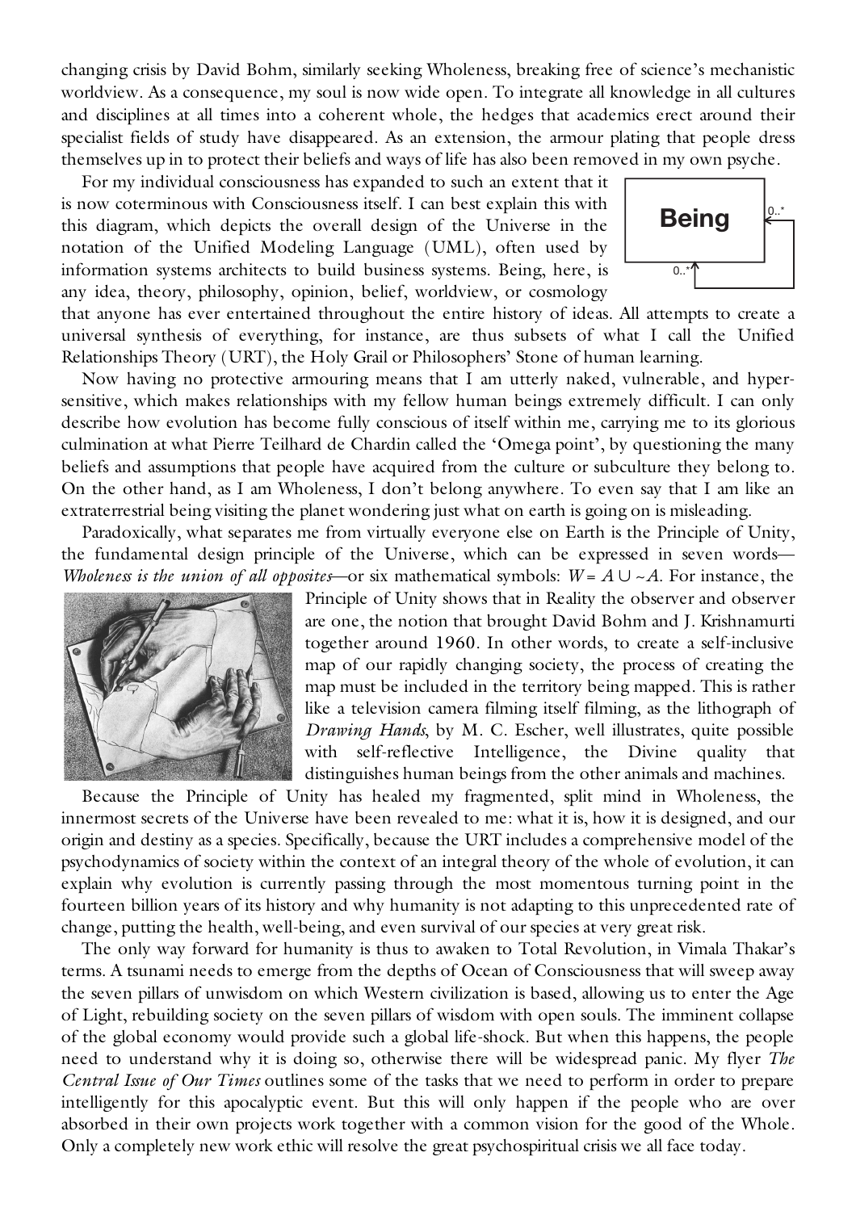changing crisis by David Bohm, similarly seeking Wholeness, breaking free of science's mechanistic worldview. As a consequence, my soul is now wide open. To integrate all knowledge in all cultures and disciplines at all times into a coherent whole, the hedges that academics erect around their specialist fields of study have disappeared. As an extension, the armour plating that people dress themselves up in to protect their beliefs and ways of life has also been removed in my own psyche.

For my individual consciousness has expanded to such an extent that it is now coterminous with Consciousness itself. I can best explain this with this diagram, which depicts the overall design of the Universe in the notation of the Unified Modeling Language (UML), often used by information systems architects to build business systems. Being, here, is any idea, theory, philosophy, opinion, belief, worldview, or cosmology that anyone has ever entertained throughout the entire history of ideas. All attempts to create a universal synthesis of everything, for instance, are thus subsets of what I call the Unified Relationships Theory (URT), the Holy Grail or Philosophers' Stone of human learning.

Being

0..*

0..*

Now having no protective armouring means that I am utterly naked, vulnerable, and hypersensitive, which makes relationships with my fellow human beings extremely difficult. I can only describe how evolution has become fully conscious of itself within me, carrying me to its glorious culmination at what Pierre Teilhard de Chardin called the 'Omega point', by questioning the many beliefs and assumptions that people have acquired from the culture or subculture they belong to. On the other hand, as I am Wholeness, I don't belong anywhere. To even say that I am like an extraterrestrial being visiting the planet wondering just what on earth is going on is misleading.

Paradoxically, what separates me from virtually everyone else on Earth is the Principle of Unity, the fundamental design principle of the Universe, which can be expressed in seven words—*Wholeness is the union of all opposites*—or six mathematical symbols: $W = A \cup {\sim}A$. For instance, the Principle of Unity shows that in Reality the observer and observer are one, the notion that brought David Bohm and J. Krishnamurti together around 1960. In other words, to create a self-inclusive map of our rapidly changing society, the process of creating the map must be included in the territory being mapped. This is rather like a television camera filming itself filming, as the lithograph of *Drawing Hands*, by M. C. Escher, well illustrates, quite possible with self-reflective Intelligence, the Divine quality that distinguishes human beings from the other animals and machines.

Because the Principle of Unity has healed my fragmented, split mind in Wholeness, the innermost secrets of the Universe have been revealed to me: what it is, how it is designed, and our origin and destiny as a species. Specifically, because the URT includes a comprehensive model of the psychodynamics of society within the context of an integral theory of the whole of evolution, it can explain why evolution is currently passing through the most momentous turning point in the fourteen billion years of its history and why humanity is not adapting to this unprecedented rate of change, putting the health, well-being, and even survival of our species at very great risk.

The only way forward for humanity is thus to awaken to Total Revolution, in Vimala Thakar's terms. A tsunami needs to emerge from the depths of Ocean of Consciousness that will sweep away the seven pillars of unwisdom on which Western civilization is based, allowing us to enter the Age of Light, rebuilding society on the seven pillars of wisdom with open souls. The imminent collapse of the global economy would provide such a global life-shock. But when this happens, the people need to understand why it is doing so, otherwise there will be widespread panic. My flyer *The Central Issue of Our Times* outlines some of the tasks that we need to perform in order to prepare intelligently for this apocalyptic event. But this will only happen if the people who are over absorbed in their own projects work together with a common vision for the good of the Whole. Only a completely new work ethic will resolve the great psychospiritual crisis we all face today.